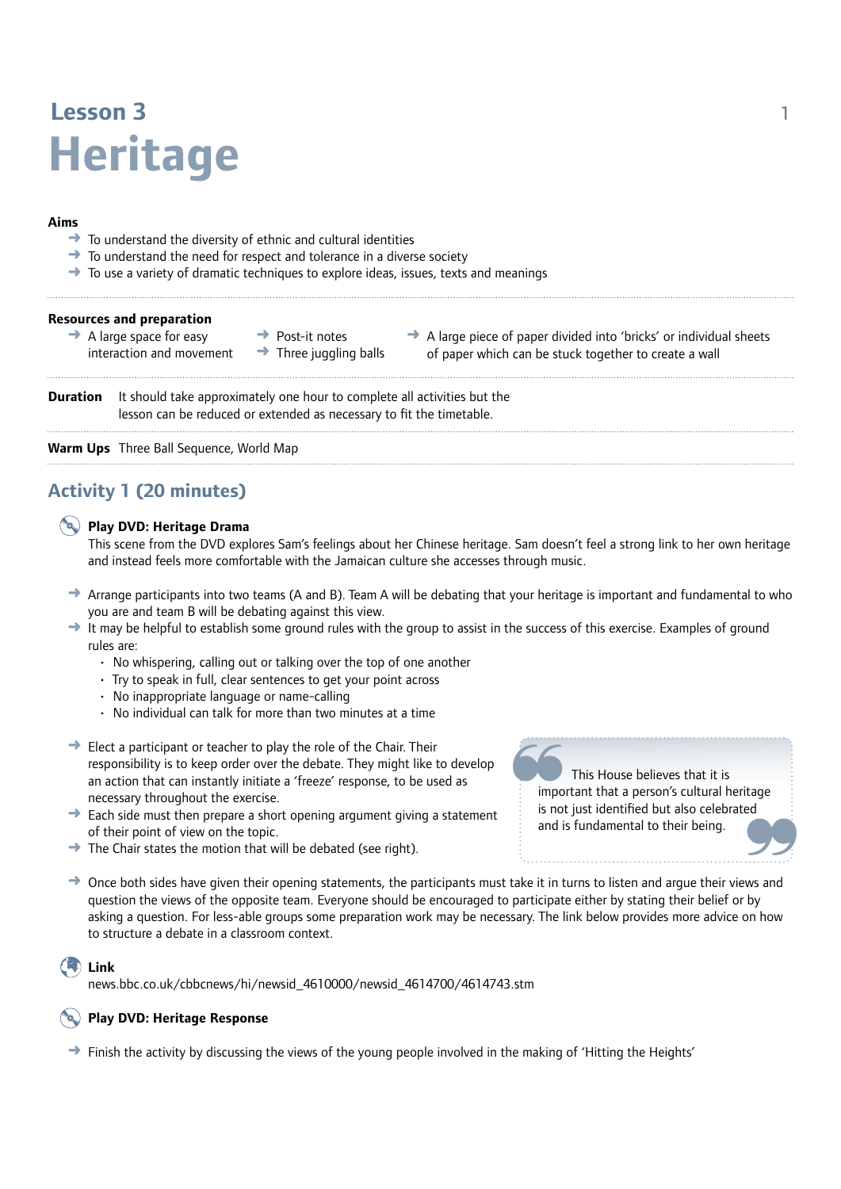# Lesson 3
# Heritage

**Aims**

- To understand the diversity of ethnic and cultural identities
- To understand the need for respect and tolerance in a diverse society
- To use a variety of dramatic techniques to explore ideas, issues, texts and meanings

**Resources and preparation**

- A large space for easy interaction and movement
- Post-it notes
- Three juggling balls
- A large piece of paper divided into 'bricks' or individual sheets of paper which can be stuck together to create a wall

**Duration** It should take approximately one hour to complete all activities but the lesson can be reduced or extended as necessary to fit the timetable.

**Warm Ups** Three Ball Sequence, World Map

## Activity 1 (20 minutes)

**Play DVD: Heritage Drama**

This scene from the DVD explores Sam's feelings about her Chinese heritage. Sam doesn't feel a strong link to her own heritage and instead feels more comfortable with the Jamaican culture she accesses through music.

- Arrange participants into two teams (A and B). Team A will be debating that your heritage is important and fundamental to who you are and team B will be debating against this view.
- It may be helpful to establish some ground rules with the group to assist in the success of this exercise. Examples of ground rules are:
  - No whispering, calling out or talking over the top of one another
  - Try to speak in full, clear sentences to get your point across
  - No inappropriate language or name-calling
  - No individual can talk for more than two minutes at a time
- Elect a participant or teacher to play the role of the Chair. Their responsibility is to keep order over the debate. They might like to develop an action that can instantly initiate a 'freeze' response, to be used as necessary throughout the exercise.
- Each side must then prepare a short opening argument giving a statement of their point of view on the topic.
- The Chair states the motion that will be debated (see right).

> "This House believes that it is important that a person's cultural heritage is not just identified but also celebrated and is fundamental to their being."

- Once both sides have given their opening statements, the participants must take it in turns to listen and argue their views and question the views of the opposite team. Everyone should be encouraged to participate either by stating their belief or by asking a question. For less-able groups some preparation work may be necessary. The link below provides more advice on how to structure a debate in a classroom context.

**Link**

news.bbc.co.uk/cbbcnews/hi/newsid_4610000/newsid_4614700/4614743.stm

**Play DVD: Heritage Response**

- Finish the activity by discussing the views of the young people involved in the making of 'Hitting the Heights'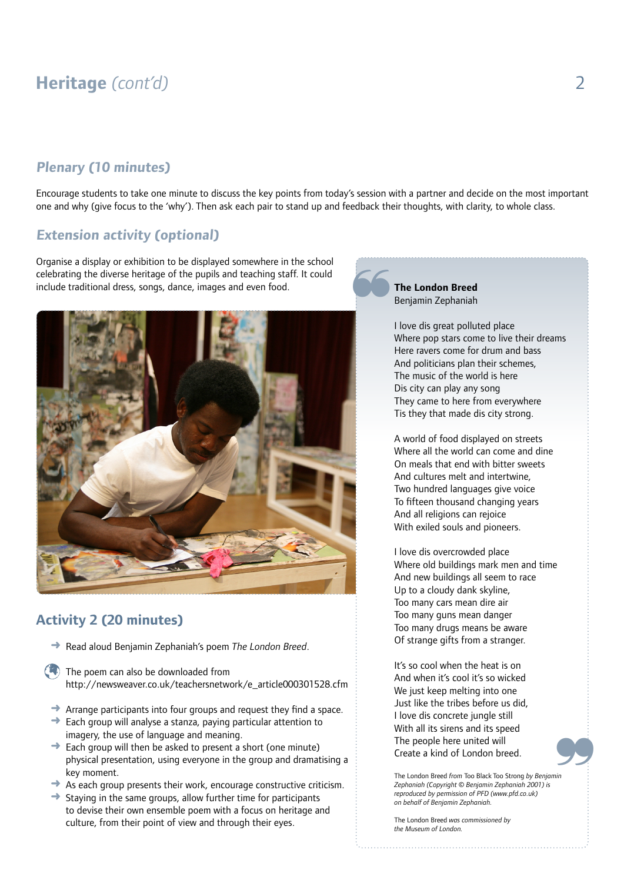## Heritage *(cont'd)*

### *Plenary (10 minutes)*

Encourage students to take one minute to discuss the key points from today's session with a partner and decide on the most important one and why (give focus to the 'why'). Then ask each pair to stand up and feedback their thoughts, with clarity, to whole class.

### *Extension activity (optional)*

Organise a display or exhibition to be displayed somewhere in the school celebrating the diverse heritage of the pupils and teaching staff. It could include traditional dress, songs, dance, images and even food.

### Activity 2 (20 minutes)

- Read aloud Benjamin Zephaniah's poem *The London Breed*.

The poem can also be downloaded from http://newsweaver.co.uk/teachersnetwork/e_article000301528.cfm

- Arrange participants into four groups and request they find a space.
- Each group will analyse a stanza, paying particular attention to imagery, the use of language and meaning.
- Each group will then be asked to present a short (one minute) physical presentation, using everyone in the group and dramatising a key moment.
- As each group presents their work, encourage constructive criticism.
- Staying in the same groups, allow further time for participants to devise their own ensemble poem with a focus on heritage and culture, from their point of view and through their eyes.

**The London Breed**
Benjamin Zephaniah

I love dis great polluted place
Where pop stars come to live their dreams
Here ravers come for drum and bass
And politicians plan their schemes,
The music of the world is here
Dis city can play any song
They came to here from everywhere
Tis they that made dis city strong.

A world of food displayed on streets
Where all the world can come and dine
On meals that end with bitter sweets
And cultures melt and intertwine,
Two hundred languages give voice
To fifteen thousand changing years
And all religions can rejoice
With exiled souls and pioneers.

I love dis overcrowded place
Where old buildings mark men and time
And new buildings all seem to race
Up to a cloudy dank skyline,
Too many cars mean dire air
Too many guns mean danger
Too many drugs means be aware
Of strange gifts from a stranger.

It's so cool when the heat is on
And when it's cool it's so wicked
We just keep melting into one
Just like the tribes before us did,
I love dis concrete jungle still
With all its sirens and its speed
The people here united will
Create a kind of London breed.

The London Breed *from* Too Black Too Strong *by Benjamin Zephaniah (Copyright © Benjamin Zephaniah 2001) is reproduced by permission of PFD (www.pfd.co.uk) on behalf of Benjamin Zephaniah.*

The London Breed *was commissioned by the Museum of London.*